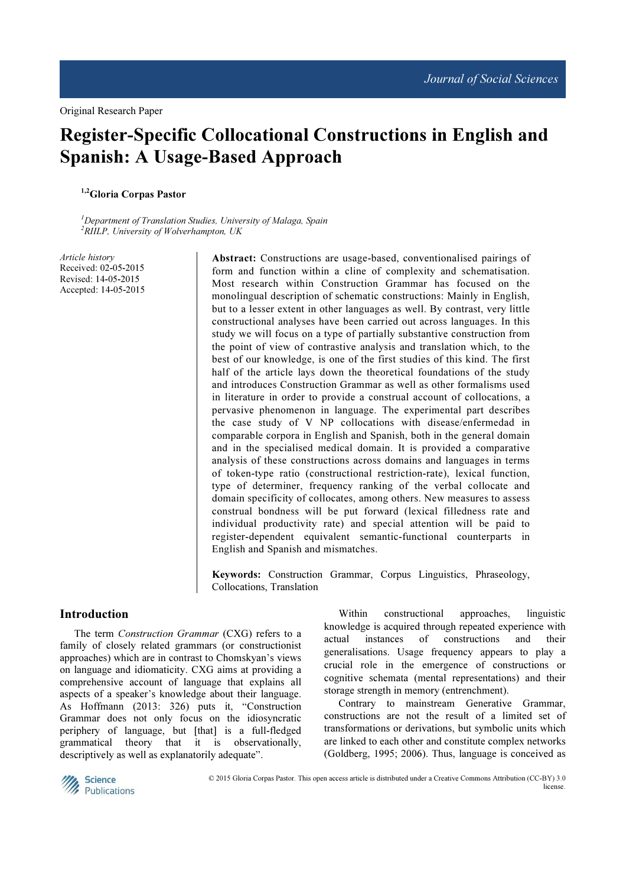Original Research Paper

# Register-Specific Collocational Constructions in English and Spanish: A Usage-Based Approach

[1,2]Gloria Corpas Pastor

[1]*Department of Translation Studies, University of Malaga, Spain*
[2]*RIILP, University of Wolverhampton, UK*

*Article history*
Received: 02-05-2015
Revised: 14-05-2015
Accepted: 14-05-2015

**Abstract:** Constructions are usage-based, conventionalised pairings of form and function within a cline of complexity and schematisation. Most research within Construction Grammar has focused on the monolingual description of schematic constructions: Mainly in English, but to a lesser extent in other languages as well. By contrast, very little constructional analyses have been carried out across languages. In this study we will focus on a type of partially substantive construction from the point of view of contrastive analysis and translation which, to the best of our knowledge, is one of the first studies of this kind. The first half of the article lays down the theoretical foundations of the study and introduces Construction Grammar as well as other formalisms used in literature in order to provide a construal account of collocations, a pervasive phenomenon in language. The experimental part describes the case study of V NP collocations with disease/enfermedad in comparable corpora in English and Spanish, both in the general domain and in the specialised medical domain. It is provided a comparative analysis of these constructions across domains and languages in terms of token-type ratio (constructional restriction-rate), lexical function, type of determiner, frequency ranking of the verbal collocate and domain specificity of collocates, among others. New measures to assess construal bondness will be put forward (lexical filledness rate and individual productivity rate) and special attention will be paid to register-dependent equivalent semantic-functional counterparts in English and Spanish and mismatches.

**Keywords:** Construction Grammar, Corpus Linguistics, Phraseology, Collocations, Translation

## Introduction

The term *Construction Grammar* (CXG) refers to a family of closely related grammars (or constructionist approaches) which are in contrast to Chomskyan's views on language and idiomaticity. CXG aims at providing a comprehensive account of language that explains all aspects of a speaker's knowledge about their language. As Hoffmann (2013: 326) puts it, "Construction Grammar does not only focus on the idiosyncratic periphery of language, but [that] is a full-fledged grammatical theory that it is observationally, descriptively as well as explanatorily adequate".

Within constructional approaches, linguistic knowledge is acquired through repeated experience with actual instances of constructions and their generalisations. Usage frequency appears to play a crucial role in the emergence of constructions or cognitive schemata (mental representations) and their storage strength in memory (entrenchment).

Contrary to mainstream Generative Grammar, constructions are not the result of a limited set of transformations or derivations, but symbolic units which are linked to each other and constitute complex networks (Goldberg, 1995; 2006). Thus, language is conceived as

© 2015 Gloria Corpas Pastor. This open access article is distributed under a Creative Commons Attribution (CC-BY) 3.0 license.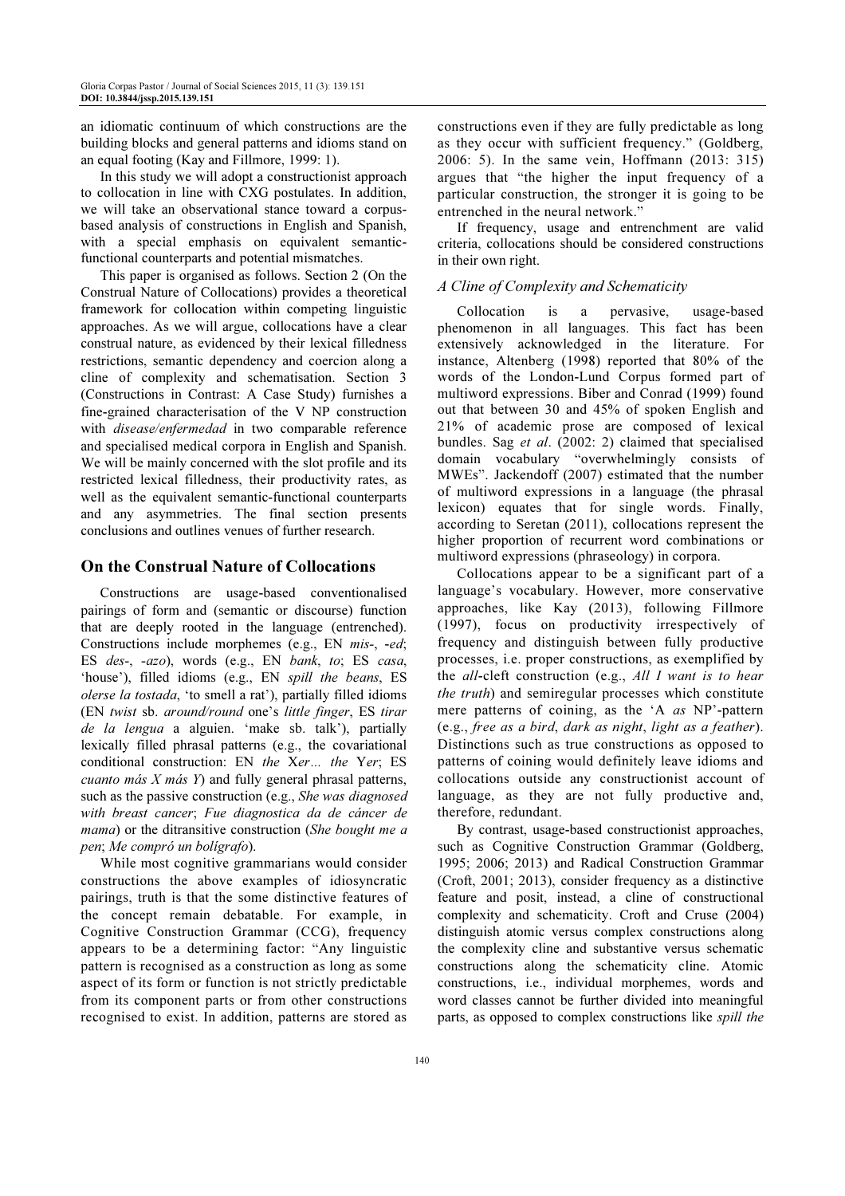an idiomatic continuum of which constructions are the building blocks and general patterns and idioms stand on an equal footing (Kay and Fillmore, 1999: 1).

In this study we will adopt a constructionist approach to collocation in line with CXG postulates. In addition, we will take an observational stance toward a corpus-based analysis of constructions in English and Spanish, with a special emphasis on equivalent semantic-functional counterparts and potential mismatches.

This paper is organised as follows. Section 2 (On the Construal Nature of Collocations) provides a theoretical framework for collocation within competing linguistic approaches. As we will argue, collocations have a clear construal nature, as evidenced by their lexical filledness restrictions, semantic dependency and coercion along a cline of complexity and schematisation. Section 3 (Constructions in Contrast: A Case Study) furnishes a fine-grained characterisation of the V NP construction with *disease/enfermedad* in two comparable reference and specialised medical corpora in English and Spanish. We will be mainly concerned with the slot profile and its restricted lexical filledness, their productivity rates, as well as the equivalent semantic-functional counterparts and any asymmetries. The final section presents conclusions and outlines venues of further research.

## On the Construal Nature of Collocations

Constructions are usage-based conventionalised pairings of form and (semantic or discourse) function that are deeply rooted in the language (entrenched). Constructions include morphemes (e.g., EN *mis*-, *-ed*; ES *des*-, *-azo*), words (e.g., EN *bank*, *to*; ES *casa*, 'house'), filled idioms (e.g., EN *spill the beans*, ES *olerse la tostada*, 'to smell a rat'), partially filled idioms (EN *twist* sb. *around/round* one's *little finger*, ES *tirar de la lengua* a alguien. 'make sb. talk'), partially lexically filled phrasal patterns (e.g., the covariational conditional construction: EN *the* X*er*… *the* Y*er*; ES *cuanto más X más Y*) and fully general phrasal patterns, such as the passive construction (e.g., *She was diagnosed with breast cancer*; *Fue diagnostica da de cáncer de mama*) or the ditransitive construction (*She bought me a pen*; *Me compró un bolígrafo*).

While most cognitive grammarians would consider constructions the above examples of idiosyncratic pairings, truth is that the some distinctive features of the concept remain debatable. For example, in Cognitive Construction Grammar (CCG), frequency appears to be a determining factor: "Any linguistic pattern is recognised as a construction as long as some aspect of its form or function is not strictly predictable from its component parts or from other constructions recognised to exist. In addition, patterns are stored as constructions even if they are fully predictable as long as they occur with sufficient frequency." (Goldberg, 2006: 5). In the same vein, Hoffmann (2013: 315) argues that "the higher the input frequency of a particular construction, the stronger it is going to be entrenched in the neural network."

If frequency, usage and entrenchment are valid criteria, collocations should be considered constructions in their own right.

### *A Cline of Complexity and Schematicity*

Collocation is a pervasive, usage-based phenomenon in all languages. This fact has been extensively acknowledged in the literature. For instance, Altenberg (1998) reported that 80% of the words of the London-Lund Corpus formed part of multiword expressions. Biber and Conrad (1999) found out that between 30 and 45% of spoken English and 21% of academic prose are composed of lexical bundles. Sag *et al*. (2002: 2) claimed that specialised domain vocabulary "overwhelmingly consists of MWEs". Jackendoff (2007) estimated that the number of multiword expressions in a language (the phrasal lexicon) equates that for single words. Finally, according to Seretan (2011), collocations represent the higher proportion of recurrent word combinations or multiword expressions (phraseology) in corpora.

Collocations appear to be a significant part of a language's vocabulary. However, more conservative approaches, like Kay (2013), following Fillmore (1997), focus on productivity irrespectively of frequency and distinguish between fully productive processes, i.e. proper constructions, as exemplified by the *all*-cleft construction (e.g., *All I want is to hear the truth*) and semiregular processes which constitute mere patterns of coining, as the 'A *as* NP'-pattern (e.g., *free as a bird*, *dark as night*, *light as a feather*). Distinctions such as true constructions as opposed to patterns of coining would definitely leave idioms and collocations outside any constructionist account of language, as they are not fully productive and, therefore, redundant.

By contrast, usage-based constructionist approaches, such as Cognitive Construction Grammar (Goldberg, 1995; 2006; 2013) and Radical Construction Grammar (Croft, 2001; 2013), consider frequency as a distinctive feature and posit, instead, a cline of constructional complexity and schematicity. Croft and Cruse (2004) distinguish atomic versus complex constructions along the complexity cline and substantive versus schematic constructions along the schematicity cline. Atomic constructions, i.e., individual morphemes, words and word classes cannot be further divided into meaningful parts, as opposed to complex constructions like *spill the*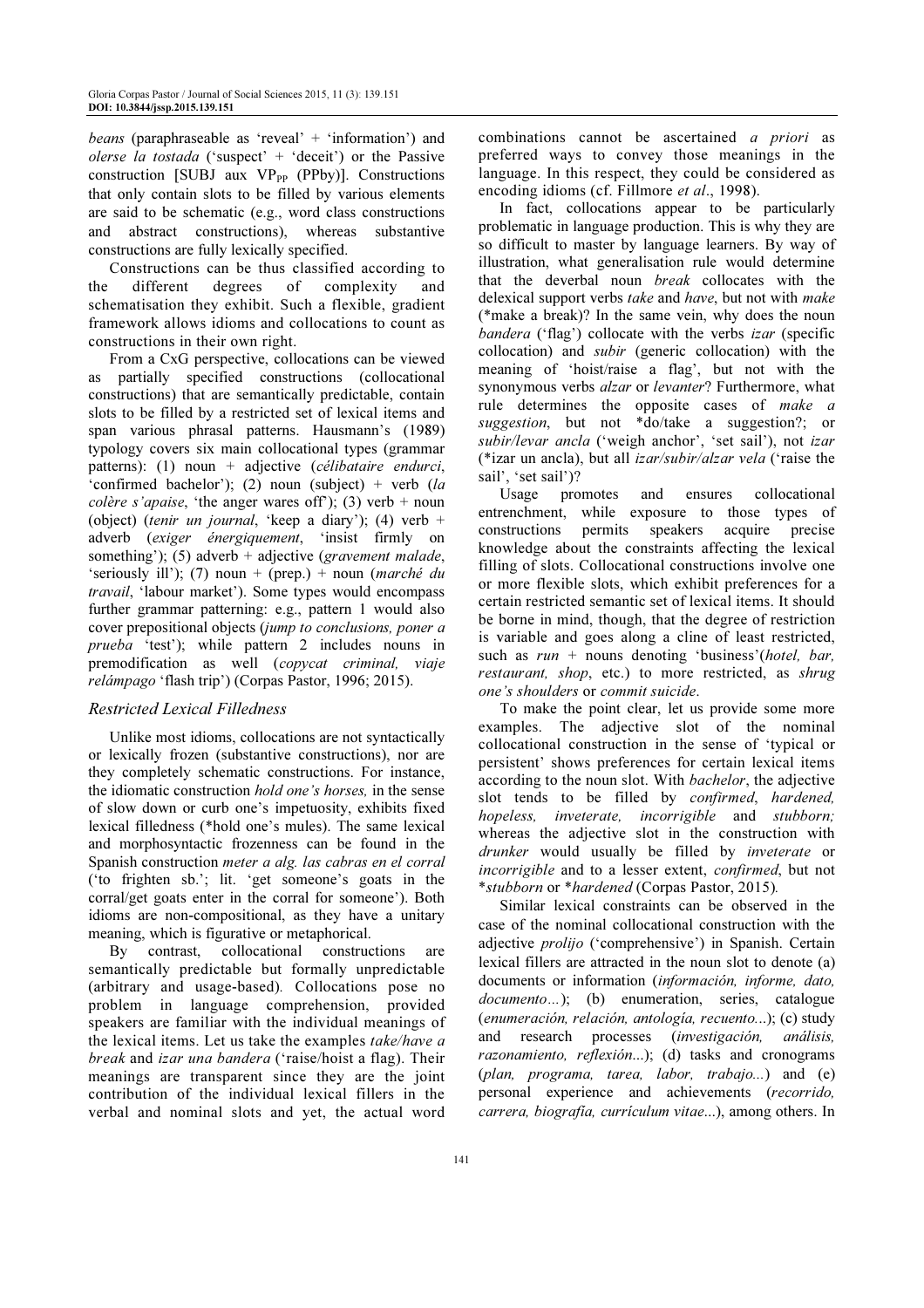*beans* (paraphraseable as 'reveal' + 'information') and *olerse la tostada* ('suspect' + 'deceit') or the Passive construction [SUBJ aux $VP_{PP}$ (PPby)]. Constructions that only contain slots to be filled by various elements are said to be schematic (e.g., word class constructions and abstract constructions), whereas substantive constructions are fully lexically specified.

Constructions can be thus classified according to the different degrees of complexity and schematisation they exhibit. Such a flexible, gradient framework allows idioms and collocations to count as constructions in their own right.

From a CxG perspective, collocations can be viewed as partially specified constructions (collocational constructions) that are semantically predictable, contain slots to be filled by a restricted set of lexical items and span various phrasal patterns. Hausmann's (1989) typology covers six main collocational types (grammar patterns): (1) noun + adjective (*célibataire endurci*, 'confirmed bachelor'); (2) noun (subject) + verb (*la colère s'apaise*, 'the anger wares off'); (3) verb + noun (object) (*tenir un journal*, 'keep a diary'); (4) verb + adverb (*exiger énergiquement*, 'insist firmly on something'); (5) adverb + adjective (*gravement malade*, 'seriously ill'); (7) noun + (prep.) + noun (*marché du travail*, 'labour market'). Some types would encompass further grammar patterning: e.g., pattern 1 would also cover prepositional objects (*jump to conclusions, poner a prueba* 'test'); while pattern 2 includes nouns in premodification as well (*copycat criminal, viaje relámpago* 'flash trip') (Corpas Pastor, 1996; 2015).

### Restricted Lexical Filledness

Unlike most idioms, collocations are not syntactically or lexically frozen (substantive constructions), nor are they completely schematic constructions. For instance, the idiomatic construction *hold one's horses,* in the sense of slow down or curb one's impetuosity, exhibits fixed lexical filledness (*hold one's mules). The same lexical and morphosyntactic frozenness can be found in the Spanish construction *meter a alg. las cabras en el corral* ('to frighten sb.'; lit. 'get someone's goats in the corral/get goats enter in the corral for someone'). Both idioms are non-compositional, as they have a unitary meaning, which is figurative or metaphorical.

By contrast, collocational constructions are semantically predictable but formally unpredictable (arbitrary and usage-based). Collocations pose no problem in language comprehension, provided speakers are familiar with the individual meanings of the lexical items. Let us take the examples *take/have a break* and *izar una bandera* ('raise/hoist a flag). Their meanings are transparent since they are the joint contribution of the individual lexical fillers in the verbal and nominal slots and yet, the actual word combinations cannot be ascertained *a priori* as preferred ways to convey those meanings in the language. In this respect, they could be considered as encoding idioms (cf. Fillmore *et al*., 1998).

In fact, collocations appear to be particularly problematic in language production. This is why they are so difficult to master by language learners. By way of illustration, what generalisation rule would determine that the deverbal noun *break* collocates with the delexical support verbs *take* and *have*, but not with *make* (*make a break)? In the same vein, why does the noun *bandera* ('flag') collocate with the verbs *izar* (specific collocation) and *subir* (generic collocation) with the meaning of 'hoist/raise a flag', but not with the synonymous verbs *alzar* or *levanter*? Furthermore, what rule determines the opposite cases of *make a suggestion*, but not *do/take a suggestion?; or *subir/levar ancla* ('weigh anchor', 'set sail'), not *izar* (*izar un ancla), but all *izar/subir/alzar vela* ('raise the sail', 'set sail')?

Usage promotes and ensures collocational entrenchment, while exposure to those types of constructions permits speakers acquire precise knowledge about the constraints affecting the lexical filling of slots. Collocational constructions involve one or more flexible slots, which exhibit preferences for a certain restricted semantic set of lexical items. It should be borne in mind, though, that the degree of restriction is variable and goes along a cline of least restricted, such as *run* + nouns denoting 'business'(*hotel, bar, restaurant, shop*, etc.) to more restricted, as *shrug one's shoulders* or *commit suicide*.

To make the point clear, let us provide some more examples. The adjective slot of the nominal collocational construction in the sense of 'typical or persistent' shows preferences for certain lexical items according to the noun slot. With *bachelor*, the adjective slot tends to be filled by *confirmed*, *hardened, hopeless, inveterate, incorrigible* and *stubborn;* whereas the adjective slot in the construction with *drunker* would usually be filled by *inveterate* or *incorrigible* and to a lesser extent, *confirmed*, but not **stubborn* or **hardened* (Corpas Pastor, 2015).

Similar lexical constraints can be observed in the case of the nominal collocational construction with the adjective *prolijo* ('comprehensive') in Spanish. Certain lexical fillers are attracted in the noun slot to denote (a) documents or information (*información, informe, dato, documento…*); (b) enumeration, series, catalogue (*enumeración, relación, antología, recuento...*); (c) study and research processes (*investigación, análisis, razonamiento, reflexión...*); (d) tasks and cronograms (*plan, programa, tarea, labor, trabajo...*) and (e) personal experience and achievements (*recorrido, carrera, biografía, currículum vitae...*), among others. In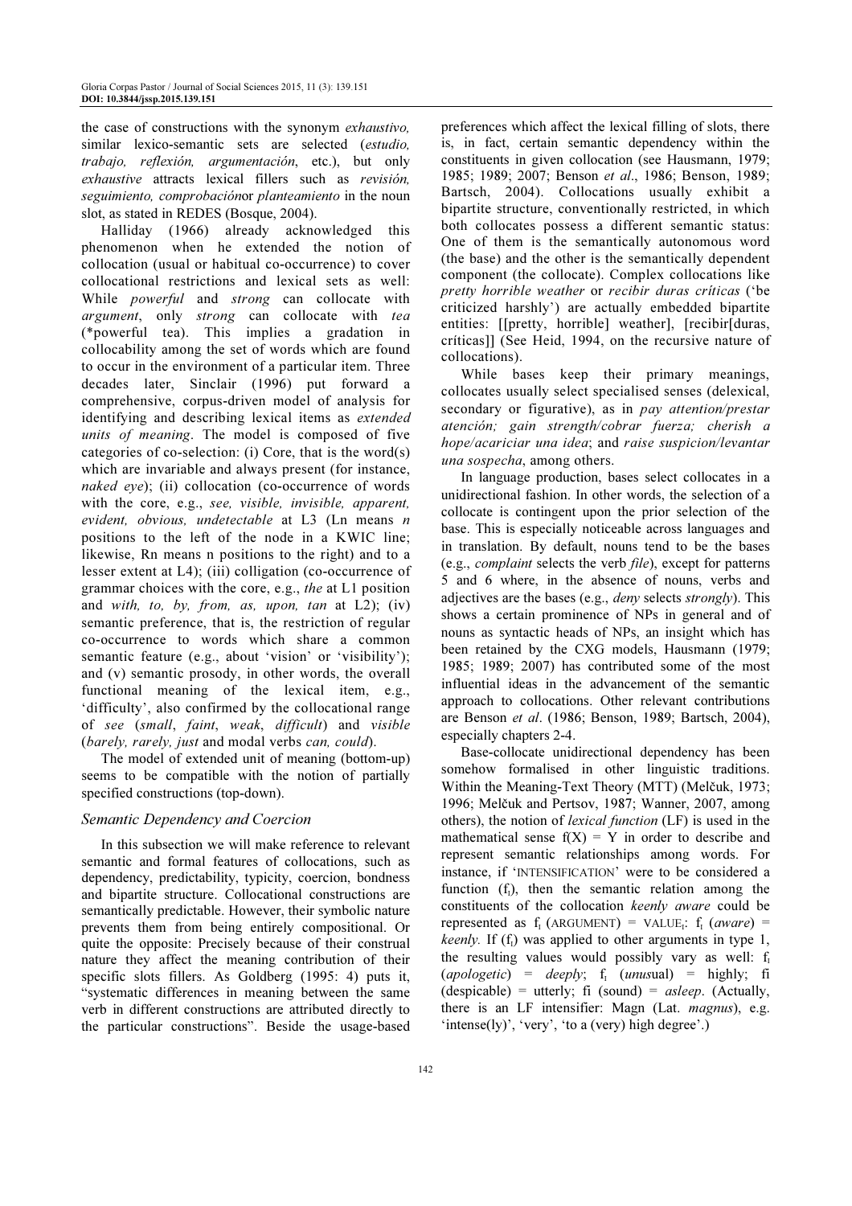the case of constructions with the synonym *exhaustivo,* similar lexico-semantic sets are selected (*estudio, trabajo, reflexión, argumentación*, etc.), but only *exhaustive* attracts lexical fillers such as *revisión, seguimiento, comprobación*or *planteamiento* in the noun slot, as stated in REDES (Bosque, 2004).

Halliday (1966) already acknowledged this phenomenon when he extended the notion of collocation (usual or habitual co-occurrence) to cover collocational restrictions and lexical sets as well: While *powerful* and *strong* can collocate with *argument*, only *strong* can collocate with *tea* (*powerful tea). This implies a gradation in collocability among the set of words which are found to occur in the environment of a particular item. Three decades later, Sinclair (1996) put forward a comprehensive, corpus-driven model of analysis for identifying and describing lexical items as *extended units of meaning*. The model is composed of five categories of co-selection: (i) Core, that is the word(s) which are invariable and always present (for instance, *naked eye*); (ii) collocation (co-occurrence of words with the core, e.g., *see, visible, invisible, apparent, evident, obvious, undetectable* at L3 (Ln means *n* positions to the left of the node in a KWIC line; likewise, Rn means n positions to the right) and to a lesser extent at L4); (iii) colligation (co-occurrence of grammar choices with the core, e.g., *the* at L1 position and *with, to, by, from, as, upon, tan* at L2); (iv) semantic preference, that is, the restriction of regular co-occurrence to words which share a common semantic feature (e.g., about 'vision' or 'visibility'); and (v) semantic prosody, in other words, the overall functional meaning of the lexical item, e.g., 'difficulty', also confirmed by the collocational range of *see* (*small*, *faint*, *weak*, *difficult*) and *visible* (*barely, rarely, just* and modal verbs *can, could*).

The model of extended unit of meaning (bottom-up) seems to be compatible with the notion of partially specified constructions (top-down).

### *Semantic Dependency and Coercion*

In this subsection we will make reference to relevant semantic and formal features of collocations, such as dependency, predictability, typicity, coercion, bondness and bipartite structure. Collocational constructions are semantically predictable. However, their symbolic nature prevents them from being entirely compositional. Or quite the opposite: Precisely because of their construal nature they affect the meaning contribution of their specific slots fillers. As Goldberg (1995: 4) puts it, "systematic differences in meaning between the same verb in different constructions are attributed directly to the particular constructions". Beside the usage-based preferences which affect the lexical filling of slots, there is, in fact, certain semantic dependency within the constituents in given collocation (see Hausmann, 1979; 1985; 1989; 2007; Benson *et al*., 1986; Benson, 1989; Bartsch, 2004). Collocations usually exhibit a bipartite structure, conventionally restricted, in which both collocates possess a different semantic status: One of them is the semantically autonomous word (the base) and the other is the semantically dependent component (the collocate). Complex collocations like *pretty horrible weather* or *recibir duras críticas* ('be criticized harshly') are actually embedded bipartite entities: [[pretty, horrible] weather], [recibir[duras, críticas]] (See Heid, 1994, on the recursive nature of collocations).

While bases keep their primary meanings, collocates usually select specialised senses (delexical, secondary or figurative), as in *pay attention/prestar atención; gain strength/cobrar fuerza; cherish a hope/acariciar una idea*; and *raise suspicion/levantar una sospecha*, among others.

In language production, bases select collocates in a unidirectional fashion. In other words, the selection of a collocate is contingent upon the prior selection of the base. This is especially noticeable across languages and in translation. By default, nouns tend to be the bases (e.g., *complaint* selects the verb *file*), except for patterns 5 and 6 where, in the absence of nouns, verbs and adjectives are the bases (e.g., *deny* selects *strongly*). This shows a certain prominence of NPs in general and of nouns as syntactic heads of NPs, an insight which has been retained by the CXG models, Hausmann (1979; 1985; 1989; 2007) has contributed some of the most influential ideas in the advancement of the semantic approach to collocations. Other relevant contributions are Benson *et al*. (1986; Benson, 1989; Bartsch, 2004), especially chapters 2-4.

Base-collocate unidirectional dependency has been somehow formalised in other linguistic traditions. Within the Meaning-Text Theory (MTT) (Melčuk, 1973; 1996; Melčuk and Pertsov, 1987; Wanner, 2007, among others), the notion of *lexical function* (LF) is used in the mathematical sense $f(X) = Y$ in order to describe and represent semantic relationships among words. For instance, if 'INTENSIFICATION' were to be considered a function ($f_I$), then the semantic relation among the constituents of the collocation *keenly aware* could be represented as $f_I$ (ARGUMENT) = VALUE$_I$: $f_I$ (*aware*) = *keenly.* If ($f_I$) was applied to other arguments in type 1, the resulting values would possibly vary as well: $f_I$ (*apologetic*) = *deeply*; $f_I$ (*unus*ual) = highly; fi (despicable) = utterly; fi (sound) = *asleep*. (Actually, there is an LF intensifier: Magn (Lat. *magnus*), e.g. 'intense(ly)', 'very', 'to a (very) high degree'.)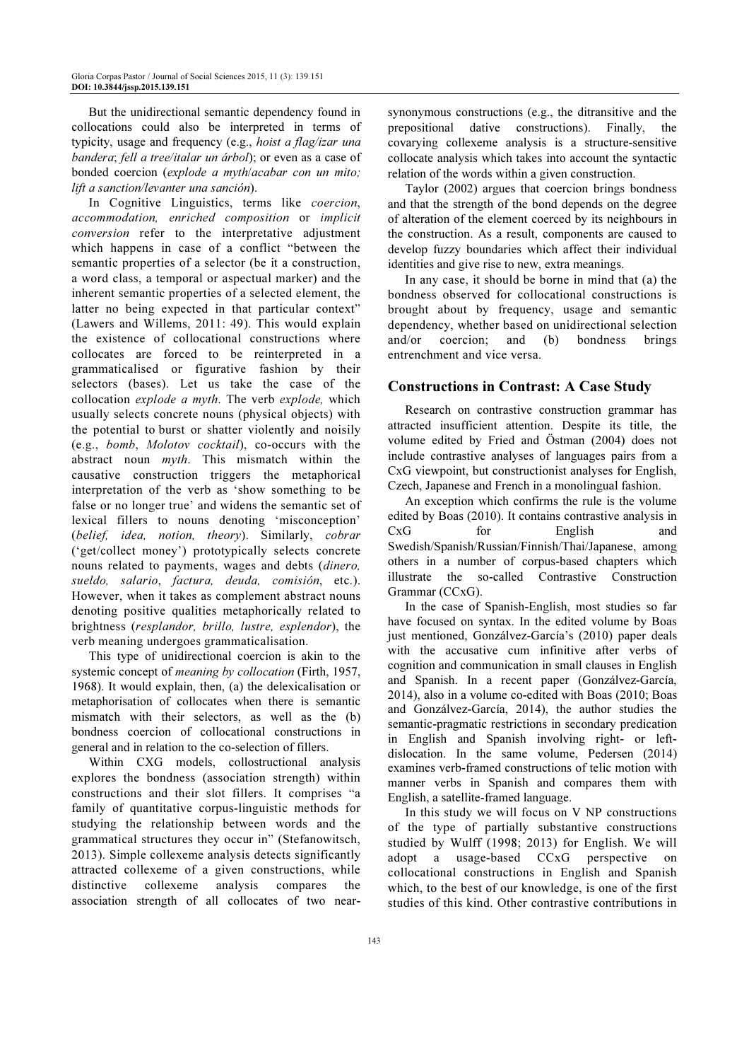But the unidirectional semantic dependency found in collocations could also be interpreted in terms of typicity, usage and frequency (e.g., *hoist a flag/izar una bandera*; *fell a tree/italar un árbol*); or even as a case of bonded coercion (*explode a myth/acabar con un mito; lift a sanction/levanter una sanción*).

In Cognitive Linguistics, terms like *coercion*, *accommodation, enriched composition* or *implicit conversion* refer to the interpretative adjustment which happens in case of a conflict "between the semantic properties of a selector (be it a construction, a word class, a temporal or aspectual marker) and the inherent semantic properties of a selected element, the latter no being expected in that particular context" (Lawers and Willems, 2011: 49). This would explain the existence of collocational constructions where collocates are forced to be reinterpreted in a grammaticalised or figurative fashion by their selectors (bases). Let us take the case of the collocation *explode a myth*. The verb *explode,* which usually selects concrete nouns (physical objects) with the potential to burst or shatter violently and noisily (e.g., *bomb*, *Molotov cocktail*), co-occurs with the abstract noun *myth*. This mismatch within the causative construction triggers the metaphorical interpretation of the verb as 'show something to be false or no longer true' and widens the semantic set of lexical fillers to nouns denoting 'misconception' (*belief, idea, notion, theory*). Similarly, *cobrar* ('get/collect money') prototypically selects concrete nouns related to payments, wages and debts (*dinero, sueldo, salario*, *factura, deuda, comisión*, etc.). However, when it takes as complement abstract nouns denoting positive qualities metaphorically related to brightness (*resplandor, brillo, lustre, esplendor*), the verb meaning undergoes grammaticalisation.

This type of unidirectional coercion is akin to the systemic concept of *meaning by collocation* (Firth, 1957, 1968). It would explain, then, (a) the delexicalisation or metaphorisation of collocates when there is semantic mismatch with their selectors, as well as the (b) bondness coercion of collocational constructions in general and in relation to the co-selection of fillers.

Within CXG models, collostructional analysis explores the bondness (association strength) within constructions and their slot fillers. It comprises "a family of quantitative corpus-linguistic methods for studying the relationship between words and the grammatical structures they occur in" (Stefanowitsch, 2013). Simple collexeme analysis detects significantly attracted collexeme of a given constructions, while distinctive collexeme analysis compares the association strength of all collocates of two near-synonymous constructions (e.g., the ditransitive and the prepositional dative constructions). Finally, the covarying collexeme analysis is a structure-sensitive collocate analysis which takes into account the syntactic relation of the words within a given construction.

Taylor (2002) argues that coercion brings bondness and that the strength of the bond depends on the degree of alteration of the element coerced by its neighbours in the construction. As a result, components are caused to develop fuzzy boundaries which affect their individual identities and give rise to new, extra meanings.

In any case, it should be borne in mind that (a) the bondness observed for collocational constructions is brought about by frequency, usage and semantic dependency, whether based on unidirectional selection and/or coercion; and (b) bondness brings entrenchment and vice versa.

## Constructions in Contrast: A Case Study

Research on contrastive construction grammar has attracted insufficient attention. Despite its title, the volume edited by Fried and Östman (2004) does not include contrastive analyses of languages pairs from a CxG viewpoint, but constructionist analyses for English, Czech, Japanese and French in a monolingual fashion.

An exception which confirms the rule is the volume edited by Boas (2010). It contains contrastive analysis in CxG for English and Swedish/Spanish/Russian/Finnish/Thai/Japanese, among others in a number of corpus-based chapters which illustrate the so-called Contrastive Construction Grammar (CCxG).

In the case of Spanish-English, most studies so far have focused on syntax. In the edited volume by Boas just mentioned, Gonzálvez-García's (2010) paper deals with the accusative cum infinitive after verbs of cognition and communication in small clauses in English and Spanish. In a recent paper (Gonzálvez-García, 2014), also in a volume co-edited with Boas (2010; Boas and Gonzálvez-García, 2014), the author studies the semantic-pragmatic restrictions in secondary predication in English and Spanish involving right- or left-dislocation. In the same volume, Pedersen (2014) examines verb-framed constructions of telic motion with manner verbs in Spanish and compares them with English, a satellite-framed language.

In this study we will focus on V NP constructions of the type of partially substantive constructions studied by Wulff (1998; 2013) for English. We will adopt a usage-based CCxG perspective on collocational constructions in English and Spanish which, to the best of our knowledge, is one of the first studies of this kind. Other contrastive contributions in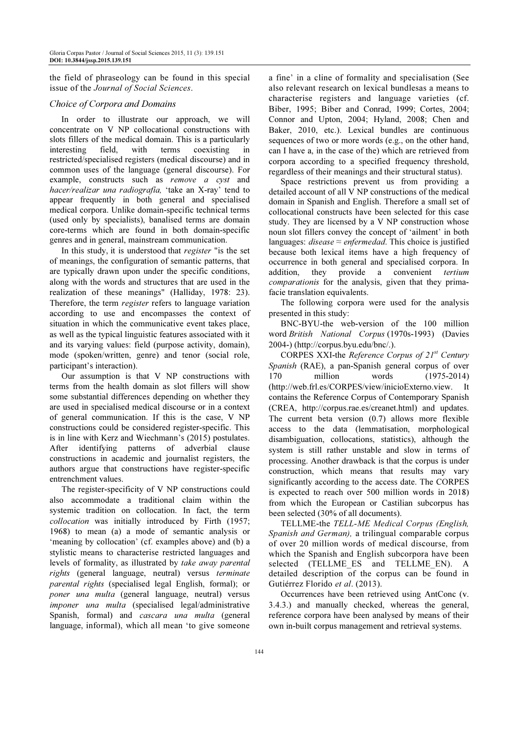the field of phraseology can be found in this special issue of the *Journal of Social Sciences*.

### Choice of Corpora and Domains

In order to illustrate our approach, we will concentrate on V NP collocational constructions with slots fillers of the medical domain. This is a particularly interesting field, with terms coexisting in restricted/specialised registers (medical discourse) and in common uses of the language (general discourse). For example, constructs such as *remove a cyst* and *hacer/realizar una radiografía,* 'take an X-ray' tend to appear frequently in both general and specialised medical corpora. Unlike domain-specific technical terms (used only by specialists), banalised terms are domain core-terms which are found in both domain-specific genres and in general, mainstream communication.

In this study, it is understood that *register* "is the set of meanings, the configuration of semantic patterns, that are typically drawn upon under the specific conditions, along with the words and structures that are used in the realization of these meanings" (Halliday, 1978: 23). Therefore, the term *register* refers to language variation according to use and encompasses the context of situation in which the communicative event takes place, as well as the typical linguistic features associated with it and its varying values: field (purpose activity, domain), mode (spoken/written, genre) and tenor (social role, participant's interaction).

Our assumption is that V NP constructions with terms from the health domain as slot fillers will show some substantial differences depending on whether they are used in specialised medical discourse or in a context of general communication. If this is the case, V NP constructions could be considered register-specific. This is in line with Kerz and Wiechmann's (2015) postulates. After identifying patterns of adverbial clause constructions in academic and journalist registers, the authors argue that constructions have register-specific entrenchment values.

The register-specificity of V NP constructions could also accommodate a traditional claim within the systemic tradition on collocation. In fact, the term *collocation* was initially introduced by Firth (1957; 1968) to mean (a) a mode of semantic analysis or 'meaning by collocation' (cf. examples above) and (b) a stylistic means to characterise restricted languages and levels of formality, as illustrated by *take away parental rights* (general language, neutral) versus *terminate parental rights* (specialised legal English, formal); or *poner una multa* (general language, neutral) versus *imponer una multa* (specialised legal/administrative Spanish, formal) and *cascara una multa* (general language, informal), which all mean 'to give someone a fine' in a cline of formality and specialisation (See also relevant research on lexical bundlesas a means to characterise registers and language varieties (cf. Biber, 1995; Biber and Conrad, 1999; Cortes, 2004; Connor and Upton, 2004; Hyland, 2008; Chen and Baker, 2010, etc.). Lexical bundles are continuous sequences of two or more words (e.g., on the other hand, can I have a, in the case of the) which are retrieved from corpora according to a specified frequency threshold, regardless of their meanings and their structural status).

Space restrictions prevent us from providing a detailed account of all V NP constructions of the medical domain in Spanish and English. Therefore a small set of collocational constructs have been selected for this case study. They are licensed by a V NP construction whose noun slot fillers convey the concept of 'ailment' in both languages: *disease ≈ enfermedad*. This choice is justified because both lexical items have a high frequency of occurrence in both general and specialised corpora. In addition, they provide a convenient *tertium comparationis* for the analysis, given that they prima-facie translation equivalents.

The following corpora were used for the analysis presented in this study:

BNC-BYU-the web-version of the 100 million word *British National Corpus* (1970s-1993) (Davies 2004-) (http://corpus.byu.edu/bnc/.).

CORPES XXI-the *Reference Corpus of 21st Century Spanish* (RAE), a pan-Spanish general corpus of over 170 million words (1975-2014) (http://web.frl.es/CORPES/view/inicioExterno.view. It contains the Reference Corpus of Contemporary Spanish (CREA, http://corpus.rae.es/creanet.html) and updates. The current beta version (0.7) allows more flexible access to the data (lemmatisation, morphological disambiguation, collocations, statistics), although the system is still rather unstable and slow in terms of processing. Another drawback is that the corpus is under construction, which means that results may vary significantly according to the access date. The CORPES is expected to reach over 500 million words in 2018) from which the European or Castilian subcorpus has been selected (30% of all documents).

TELLME-the *TELL-ME Medical Corpus (English, Spanish and German),* a trilingual comparable corpus of over 20 million words of medical discourse, from which the Spanish and English subcorpora have been selected (TELLME_ES and TELLME_EN). A detailed description of the corpus can be found in Gutiérrez Florido *et al*. (2013).

Occurrences have been retrieved using AntConc (v. 3.4.3.) and manually checked, whereas the general, reference corpora have been analysed by means of their own in-built corpus management and retrieval systems.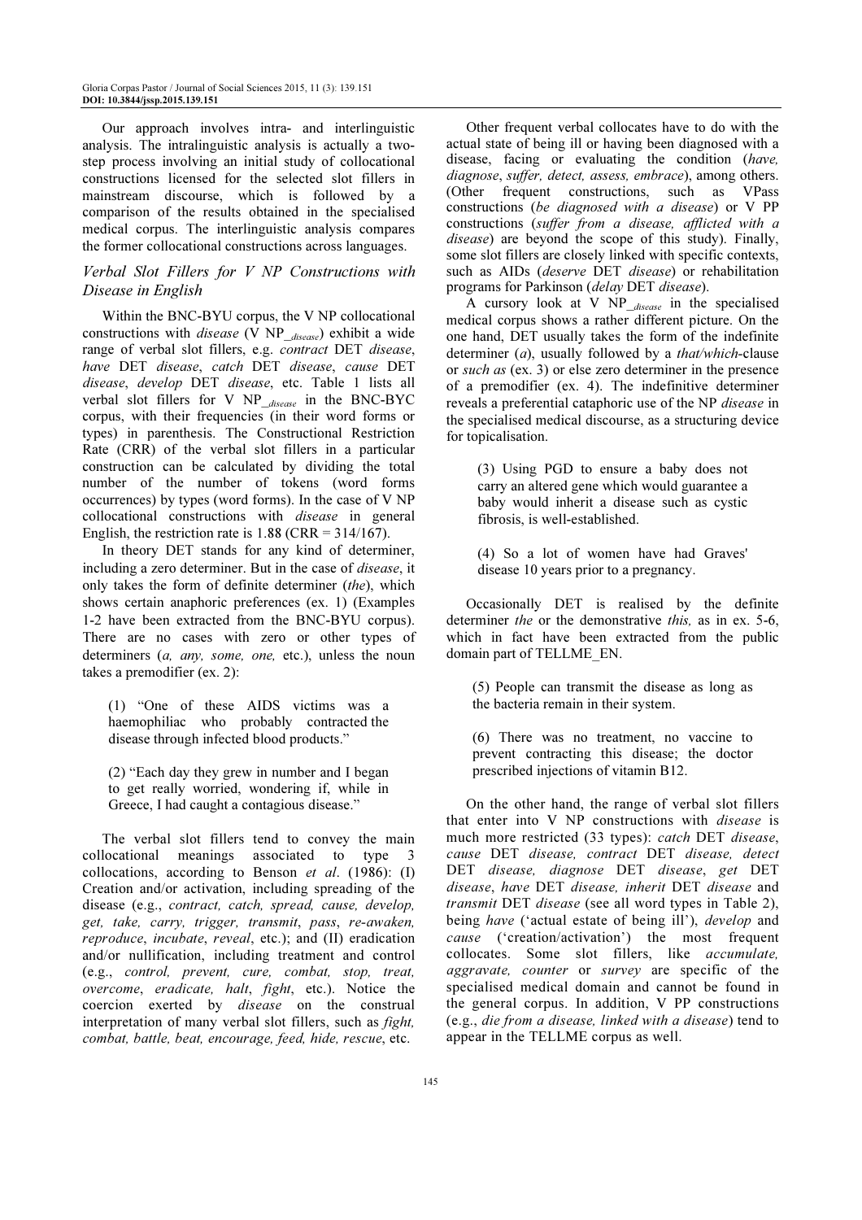Our approach involves intra- and interlinguistic analysis. The intralinguistic analysis is actually a two-step process involving an initial study of collocational constructions licensed for the selected slot fillers in mainstream discourse, which is followed by a comparison of the results obtained in the specialised medical corpus. The interlinguistic analysis compares the former collocational constructions across languages.

### *Verbal Slot Fillers for V NP Constructions with Disease in English*

Within the BNC-BYU corpus, the V NP collocational constructions with *disease* (V NP$_{\_disease}$) exhibit a wide range of verbal slot fillers, e.g. *contract* DET *disease*, *have* DET *disease*, *catch* DET *disease*, *cause* DET *disease*, *develop* DET *disease*, etc. Table 1 lists all verbal slot fillers for V NP$_{\_disease}$ in the BNC-BYC corpus, with their frequencies (in their word forms or types) in parenthesis. The Constructional Restriction Rate (CRR) of the verbal slot fillers in a particular construction can be calculated by dividing the total number of the number of tokens (word forms occurrences) by types (word forms). In the case of V NP collocational constructions with *disease* in general English, the restriction rate is 1.88 (CRR = 314/167).

In theory DET stands for any kind of determiner, including a zero determiner. But in the case of *disease*, it only takes the form of definite determiner (*the*), which shows certain anaphoric preferences (ex. 1) (Examples 1-2 have been extracted from the BNC-BYU corpus). There are no cases with zero or other types of determiners (*a, any, some, one,* etc.), unless the noun takes a premodifier (ex. 2):

> (1) "One of these AIDS victims was a haemophiliac who probably contracted the disease through infected blood products."

> (2) "Each day they grew in number and I began to get really worried, wondering if, while in Greece, I had caught a contagious disease."

The verbal slot fillers tend to convey the main collocational meanings associated to type 3 collocations, according to Benson *et al*. (1986): (I) Creation and/or activation, including spreading of the disease (e.g., *contract, catch, spread, cause, develop, get, take, carry, trigger, transmit*, *pass*, *re-awaken, reproduce*, *incubate*, *reveal*, etc.); and (II) eradication and/or nullification, including treatment and control (e.g., *control, prevent, cure, combat, stop, treat, overcome*, *eradicate, halt*, *fight*, etc.). Notice the coercion exerted by *disease* on the construal interpretation of many verbal slot fillers, such as *fight, combat, battle, beat, encourage, feed, hide, rescue*, etc.

Other frequent verbal collocates have to do with the actual state of being ill or having been diagnosed with a disease, facing or evaluating the condition (*have, diagnose*, *suffer, detect, assess, embrace*), among others. (Other frequent constructions, such as VPass constructions (*be diagnosed with a disease*) or V PP constructions (*suffer from a disease, afflicted with a disease*) are beyond the scope of this study). Finally, some slot fillers are closely linked with specific contexts, such as AIDs (*deserve* DET *disease*) or rehabilitation programs for Parkinson (*delay* DET *disease*).

A cursory look at V NP$_{\_disease}$ in the specialised medical corpus shows a rather different picture. On the one hand, DET usually takes the form of the indefinite determiner (*a*), usually followed by a *that/which*-clause or *such as* (ex. 3) or else zero determiner in the presence of a premodifier (ex. 4). The indefinitive determiner reveals a preferential cataphoric use of the NP *disease* in the specialised medical discourse, as a structuring device for topicalisation.

> (3) Using PGD to ensure a baby does not carry an altered gene which would guarantee a baby would inherit a disease such as cystic fibrosis, is well-established.

> (4) So a lot of women have had Graves' disease 10 years prior to a pregnancy.

Occasionally DET is realised by the definite determiner *the* or the demonstrative *this,* as in ex. 5-6, which in fact have been extracted from the public domain part of TELLME_EN.

> (5) People can transmit the disease as long as the bacteria remain in their system.

> (6) There was no treatment, no vaccine to prevent contracting this disease; the doctor prescribed injections of vitamin B12.

On the other hand, the range of verbal slot fillers that enter into V NP constructions with *disease* is much more restricted (33 types): *catch* DET *disease*, *cause* DET *disease, contract* DET *disease, detect* DET *disease, diagnose* DET *disease*, *get* DET *disease*, *have* DET *disease, inherit* DET *disease* and *transmit* DET *disease* (see all word types in Table 2), being *have* ('actual estate of being ill'), *develop* and *cause* ('creation/activation') the most frequent collocates. Some slot fillers, like *accumulate, aggravate, counter* or *survey* are specific of the specialised medical domain and cannot be found in the general corpus. In addition, V PP constructions (e.g., *die from a disease, linked with a disease*) tend to appear in the TELLME corpus as well.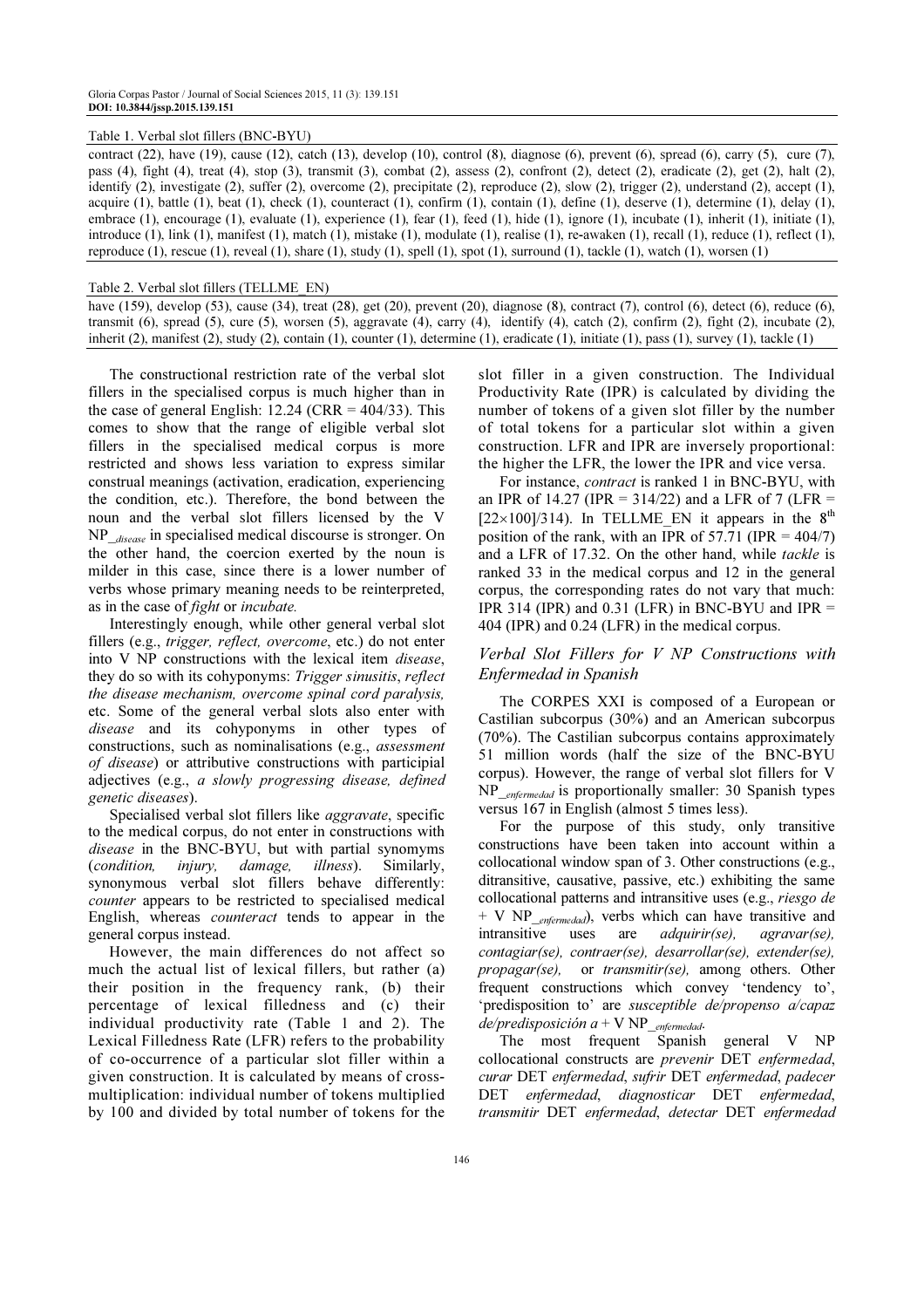Table 1. Verbal slot fillers (BNC-BYU)

contract (22), have (19), cause (12), catch (13), develop (10), control (8), diagnose (6), prevent (6), spread (6), carry (5), cure (7), pass (4), fight (4), treat (4), stop (3), transmit (3), combat (2), assess (2), confront (2), detect (2), eradicate (2), get (2), halt (2), identify (2), investigate (2), suffer (2), overcome (2), precipitate (2), reproduce (2), slow (2), trigger (2), understand (2), accept (1), acquire (1), battle (1), beat (1), check (1), counteract (1), confirm (1), contain (1), define (1), deserve (1), determine (1), delay (1), embrace (1), encourage (1), evaluate (1), experience (1), fear (1), feed (1), hide (1), ignore (1), incubate (1), inherit (1), initiate (1), introduce (1), link (1), manifest (1), match (1), mistake (1), modulate (1), realise (1), re-awaken (1), recall (1), reduce (1), reflect (1), reproduce (1), rescue (1), reveal (1), share (1), study (1), spell (1), spot (1), surround (1), tackle (1), watch (1), worsen (1)

Table 2. Verbal slot fillers (TELLME_EN)

have (159), develop (53), cause (34), treat (28), get (20), prevent (20), diagnose (8), contract (7), control (6), detect (6), reduce (6), transmit (6), spread (5), cure (5), worsen (5), aggravate (4), carry (4), identify (4), catch (2), confirm (2), fight (2), incubate (2), inherit (2), manifest (2), study (2), contain (1), counter (1), determine (1), eradicate (1), initiate (1), pass (1), survey (1), tackle (1)

The constructional restriction rate of the verbal slot fillers in the specialised corpus is much higher than in the case of general English: 12.24 (CRR = 404/33). This comes to show that the range of eligible verbal slot fillers in the specialised medical corpus is more restricted and shows less variation to express similar construal meanings (activation, eradication, experiencing the condition, etc.). Therefore, the bond between the noun and the verbal slot fillers licensed by the V $NP_{\_disease}$ in specialised medical discourse is stronger. On the other hand, the coercion exerted by the noun is milder in this case, since there is a lower number of verbs whose primary meaning needs to be reinterpreted, as in the case of *fight* or *incubate.*

Interestingly enough, while other general verbal slot fillers (e.g., *trigger, reflect, overcome*, etc.) do not enter into V NP constructions with the lexical item *disease*, they do so with its cohyponyms: *Trigger sinusitis*, *reflect the disease mechanism, overcome spinal cord paralysis,* etc. Some of the general verbal slots also enter with *disease* and its cohyponyms in other types of constructions, such as nominalisations (e.g., *assessment of disease*) or attributive constructions with participial adjectives (e.g., *a slowly progressing disease, defined genetic diseases*).

Specialised verbal slot fillers like *aggravate*, specific to the medical corpus, do not enter in constructions with *disease* in the BNC-BYU, but with partial synomyms (*condition, injury, damage, illness*). Similarly, synonymous verbal slot fillers behave differently: *counter* appears to be restricted to specialised medical English, whereas *counteract* tends to appear in the general corpus instead.

However, the main differences do not affect so much the actual list of lexical fillers, but rather (a) their position in the frequency rank, (b) their percentage of lexical filledness and (c) their individual productivity rate (Table 1 and 2). The Lexical Filledness Rate (LFR) refers to the probability of co-occurrence of a particular slot filler within a given construction. It is calculated by means of cross-multiplication: individual number of tokens multiplied by 100 and divided by total number of tokens for the slot filler in a given construction. The Individual Productivity Rate (IPR) is calculated by dividing the number of tokens of a given slot filler by the number of total tokens for a particular slot within a given construction. LFR and IPR are inversely proportional: the higher the LFR, the lower the IPR and vice versa.

For instance, *contract* is ranked 1 in BNC-BYU, with an IPR of 14.27 (IPR = 314/22) and a LFR of 7 (LFR = [22×100]/314). In TELLME_EN it appears in the 8th position of the rank, with an IPR of 57.71 (IPR = 404/7) and a LFR of 17.32. On the other hand, while *tackle* is ranked 33 in the medical corpus and 12 in the general corpus, the corresponding rates do not vary that much: IPR 314 (IPR) and 0.31 (LFR) in BNC-BYU and IPR = 404 (IPR) and 0.24 (LFR) in the medical corpus.

### Verbal Slot Fillers for V NP Constructions with *Enfermedad* in Spanish

The CORPES XXI is composed of a European or Castilian subcorpus (30%) and an American subcorpus (70%). The Castilian subcorpus contains approximately 51 million words (half the size of the BNC-BYU corpus). However, the range of verbal slot fillers for V $NP_{\_enfermedad}$ is proportionally smaller: 30 Spanish types versus 167 in English (almost 5 times less).

For the purpose of this study, only transitive constructions have been taken into account within a collocational window span of 3. Other constructions (e.g., ditransitive, causative, passive, etc.) exhibiting the same collocational patterns and intransitive uses (e.g., *riesgo de* + V $NP_{\_enfermedad}$), verbs which can have transitive and intransitive uses are *adquirir(se), agravar(se), contagiar(se), contraer(se), desarrollar(se), extender(se), propagar(se),* or *transmitir(se),* among others. Other frequent constructions which convey 'tendency to', 'predisposition to' are *susceptible de/propenso a/capaz de/predisposición a* + V $NP_{\_enfermedad}$.

The most frequent Spanish general V NP collocational constructs are *prevenir* DET *enfermedad*, *curar* DET *enfermedad*, *sufrir* DET *enfermedad*, *padecer* DET *enfermedad*, *diagnosticar* DET *enfermedad*, *transmitir* DET *enfermedad*, *detectar* DET *enfermedad*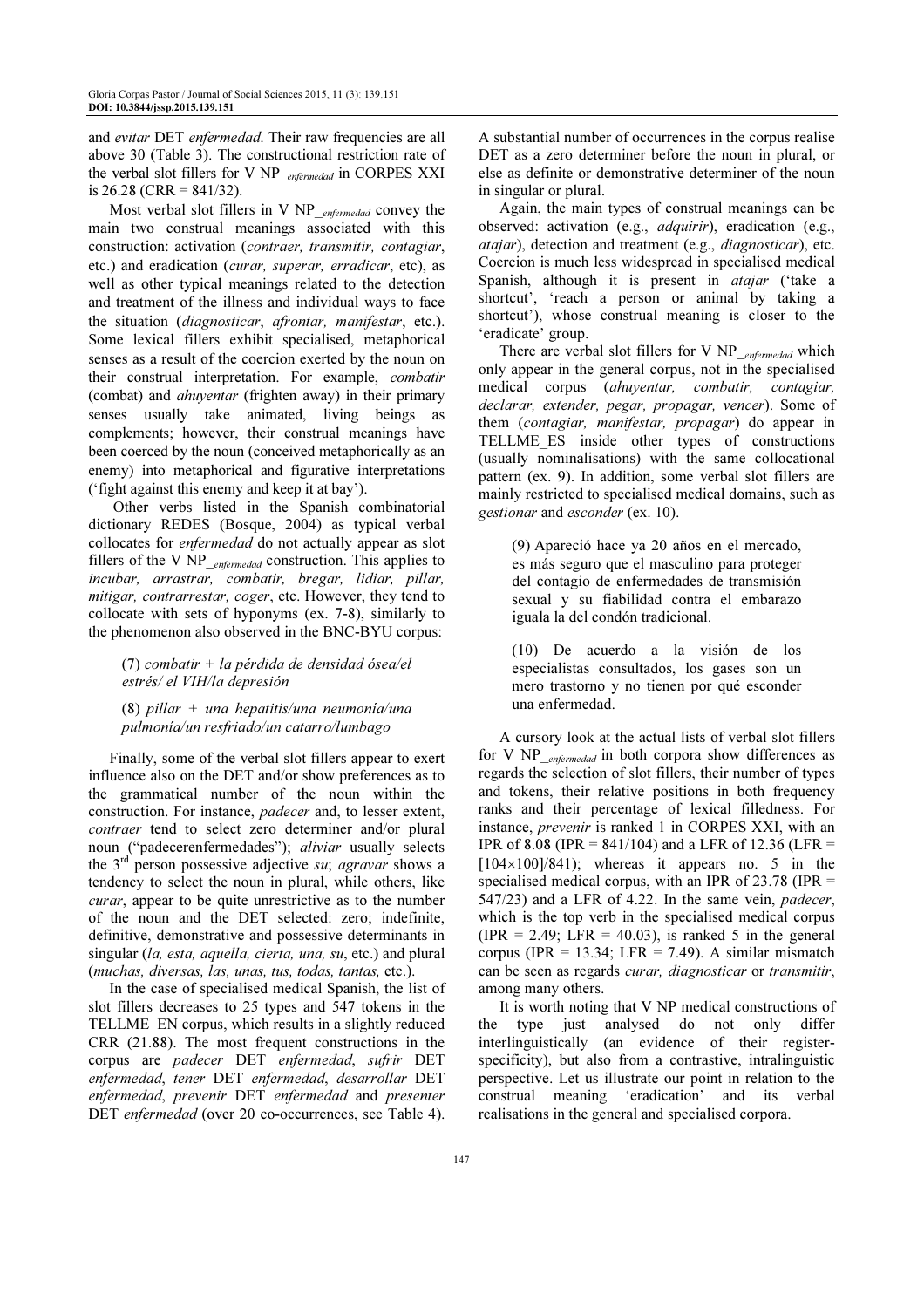and *evitar* DET *enfermedad*. Their raw frequencies are all above 30 (Table 3). The constructional restriction rate of the verbal slot fillers for V NP_*enfermedad* in CORPES XXI is 26.28 (CRR = 841/32).

Most verbal slot fillers in V NP_*enfermedad* convey the main two construal meanings associated with this construction: activation (*contraer, transmitir, contagiar*, etc.) and eradication (*curar, superar, erradicar*, etc), as well as other typical meanings related to the detection and treatment of the illness and individual ways to face the situation (*diagnosticar*, *afrontar, manifestar*, etc.). Some lexical fillers exhibit specialised, metaphorical senses as a result of the coercion exerted by the noun on their construal interpretation. For example, *combatir* (combat) and *ahuyentar* (frighten away) in their primary senses usually take animated, living beings as complements; however, their construal meanings have been coerced by the noun (conceived metaphorically as an enemy) into metaphorical and figurative interpretations ('fight against this enemy and keep it at bay').

Other verbs listed in the Spanish combinatorial dictionary REDES (Bosque, 2004) as typical verbal collocates for *enfermedad* do not actually appear as slot fillers of the V NP_*enfermedad* construction. This applies to *incubar, arrastrar, combatir, bregar, lidiar, pillar, mitigar, contrarrestar, coger*, etc. However, they tend to collocate with sets of hyponyms (ex. 7-8), similarly to the phenomenon also observed in the BNC-BYU corpus:

> (7) *combatir + la pérdida de densidad ósea/el estrés/ el VIH/la depresión*
>
> (8) *pillar + una hepatitis/una neumonía/una pulmonía/un resfriado/un catarro/lumbago*

Finally, some of the verbal slot fillers appear to exert influence also on the DET and/or show preferences as to the grammatical number of the noun within the construction. For instance, *padecer* and, to lesser extent, *contraer* tend to select zero determiner and/or plural noun ("padecerenfermedades"); *aliviar* usually selects the 3rd person possessive adjective *su*; *agravar* shows a tendency to select the noun in plural, while others, like *curar*, appear to be quite unrestrictive as to the number of the noun and the DET selected: zero; indefinite, definitive, demonstrative and possessive determinants in singular (*la, esta, aquella, cierta, una, su*, etc.) and plural (*muchas, diversas, las, unas, tus, todas, tantas,* etc.).

In the case of specialised medical Spanish, the list of slot fillers decreases to 25 types and 547 tokens in the TELLME_EN corpus, which results in a slightly reduced CRR (21.88). The most frequent constructions in the corpus are *padecer* DET *enfermedad*, *sufrir* DET *enfermedad*, *tener* DET *enfermedad*, *desarrollar* DET *enfermedad*, *prevenir* DET *enfermedad* and *presenter* DET *enfermedad* (over 20 co-occurrences, see Table 4). A substantial number of occurrences in the corpus realise DET as a zero determiner before the noun in plural, or else as definite or demonstrative determiner of the noun in singular or plural.

Again, the main types of construal meanings can be observed: activation (e.g., *adquirir*), eradication (e.g., *atajar*), detection and treatment (e.g., *diagnosticar*), etc. Coercion is much less widespread in specialised medical Spanish, although it is present in *atajar* ('take a shortcut', 'reach a person or animal by taking a shortcut'), whose construal meaning is closer to the 'eradicate' group.

There are verbal slot fillers for V NP_*enfermedad* which only appear in the general corpus, not in the specialised medical corpus (*ahuyentar, combatir, contagiar, declarar, extender, pegar, propagar, vencer*). Some of them (*contagiar, manifestar, propagar*) do appear in TELLME_ES inside other types of constructions (usually nominalisations) with the same collocational pattern (ex. 9). In addition, some verbal slot fillers are mainly restricted to specialised medical domains, such as *gestionar* and *esconder* (ex. 10).

> (9) Apareció hace ya 20 años en el mercado, es más seguro que el masculino para proteger del contagio de enfermedades de transmisión sexual y su fiabilidad contra el embarazo iguala la del condón tradicional.
>
> (10) De acuerdo a la visión de los especialistas consultados, los gases son un mero trastorno y no tienen por qué esconder una enfermedad.

A cursory look at the actual lists of verbal slot fillers for V NP_*enfermedad* in both corpora show differences as regards the selection of slot fillers, their number of types and tokens, their relative positions in both frequency ranks and their percentage of lexical filledness. For instance, *prevenir* is ranked 1 in CORPES XXI, with an IPR of 8.08 (IPR = 841/104) and a LFR of 12.36 (LFR = [104×100]/841); whereas it appears no. 5 in the specialised medical corpus, with an IPR of 23.78 (IPR = 547/23) and a LFR of 4.22. In the same vein, *padecer*, which is the top verb in the specialised medical corpus (IPR = 2.49; LFR = 40.03), is ranked 5 in the general corpus (IPR = 13.34; LFR = 7.49). A similar mismatch can be seen as regards *curar, diagnosticar* or *transmitir*, among many others.

It is worth noting that V NP medical constructions of the type just analysed do not only differ interlinguistically (an evidence of their register-specificity), but also from a contrastive, intralinguistic perspective. Let us illustrate our point in relation to the construal meaning 'eradication' and its verbal realisations in the general and specialised corpora.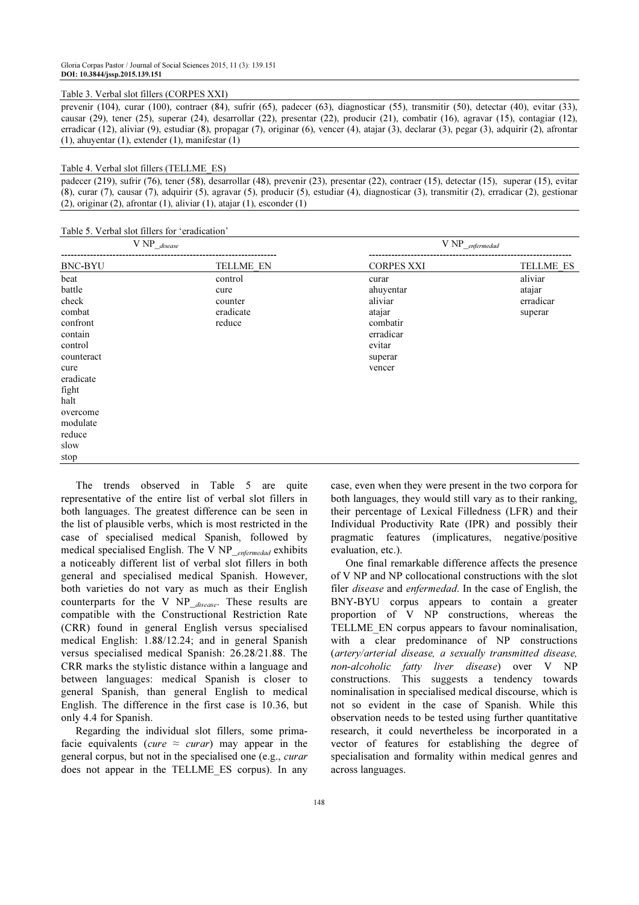Table 3. Verbal slot fillers (CORPES XXI)

prevenir (104), curar (100), contraer (84), sufrir (65), padecer (63), diagnosticar (55), transmitir (50), detectar (40), evitar (33), causar (29), tener (25), superar (24), desarrollar (22), presentar (22), producir (21), combatir (16), agravar (15), contagiar (12), erradicar (12), aliviar (9), estudiar (8), propagar (7), originar (6), vencer (4), atajar (3), declarar (3), pegar (3), adquirir (2), afrontar (1), ahuyentar (1), extender (1), manifestar (1)

Table 4. Verbal slot fillers (TELLME_ES)

padecer (219), sufrir (76), tener (58), desarrollar (48), prevenir (23), presentar (22), contraer (15), detectar (15), superar (15), evitar (8), curar (7), causar (7), adquirir (5), agravar (5), producir (5), estudiar (4), diagnosticar (3), transmitir (2), erradicar (2), gestionar (2), originar (2), afrontar (1), aliviar (1), atajar (1), esconder (1)

Table 5. Verbal slot fillers for 'eradication'

| V NP_*disease* | | V NP_*enfermedad* | |
|---|---|---|---|
| BNC-BYU | TELLME_EN | CORPES XXI | TELLME_ES |
| beat | control | curar | aliviar |
| battle | cure | ahuyentar | atajar |
| check | counter | aliviar | erradicar |
| combat | eradicate | atajar | superar |
| confront | reduce | combatir | |
| contain | | erradicar | |
| control | | evitar | |
| counteract | | superar | |
| cure | | vencer | |
| eradicate | | | |
| fight | | | |
| halt | | | |
| overcome | | | |
| modulate | | | |
| reduce | | | |
| slow | | | |
| stop | | | |

The trends observed in Table 5 are quite representative of the entire list of verbal slot fillers in both languages. The greatest difference can be seen in the list of plausible verbs, which is most restricted in the case of specialised medical Spanish, followed by medical specialised English. The V NP_*enfermedad* exhibits a noticeably different list of verbal slot fillers in both general and specialised medical Spanish. However, both varieties do not vary as much as their English counterparts for the V NP_*disease*. These results are compatible with the Constructional Restriction Rate (CRR) found in general English versus specialised medical English: 1.88/12.24; and in general Spanish versus specialised medical Spanish: 26.28/21.88. The CRR marks the stylistic distance within a language and between languages: medical Spanish is closer to general Spanish, than general English to medical English. The difference in the first case is 10.36, but only 4.4 for Spanish.

Regarding the individual slot fillers, some prima-facie equivalents (*cure* ≈ *curar*) may appear in the general corpus, but not in the specialised one (e.g., *curar* does not appear in the TELLME_ES corpus). In any case, even when they were present in the two corpora for both languages, they would still vary as to their ranking, their percentage of Lexical Filledness (LFR) and their Individual Productivity Rate (IPR) and possibly their pragmatic features (implicatures, negative/positive evaluation, etc.).

One final remarkable difference affects the presence of V NP and NP collocational constructions with the slot filer *disease* and *enfermedad*. In the case of English, the BNY-BYU corpus appears to contain a greater proportion of V NP constructions, whereas the TELLME_EN corpus appears to favour nominalisation, with a clear predominance of NP constructions (*artery/arterial disease, a sexually transmitted disease, non-alcoholic fatty liver disease*) over V NP constructions. This suggests a tendency towards nominalisation in specialised medical discourse, which is not so evident in the case of Spanish. While this observation needs to be tested using further quantitative research, it could nevertheless be incorporated in a vector of features for establishing the degree of specialisation and formality within medical genres and across languages.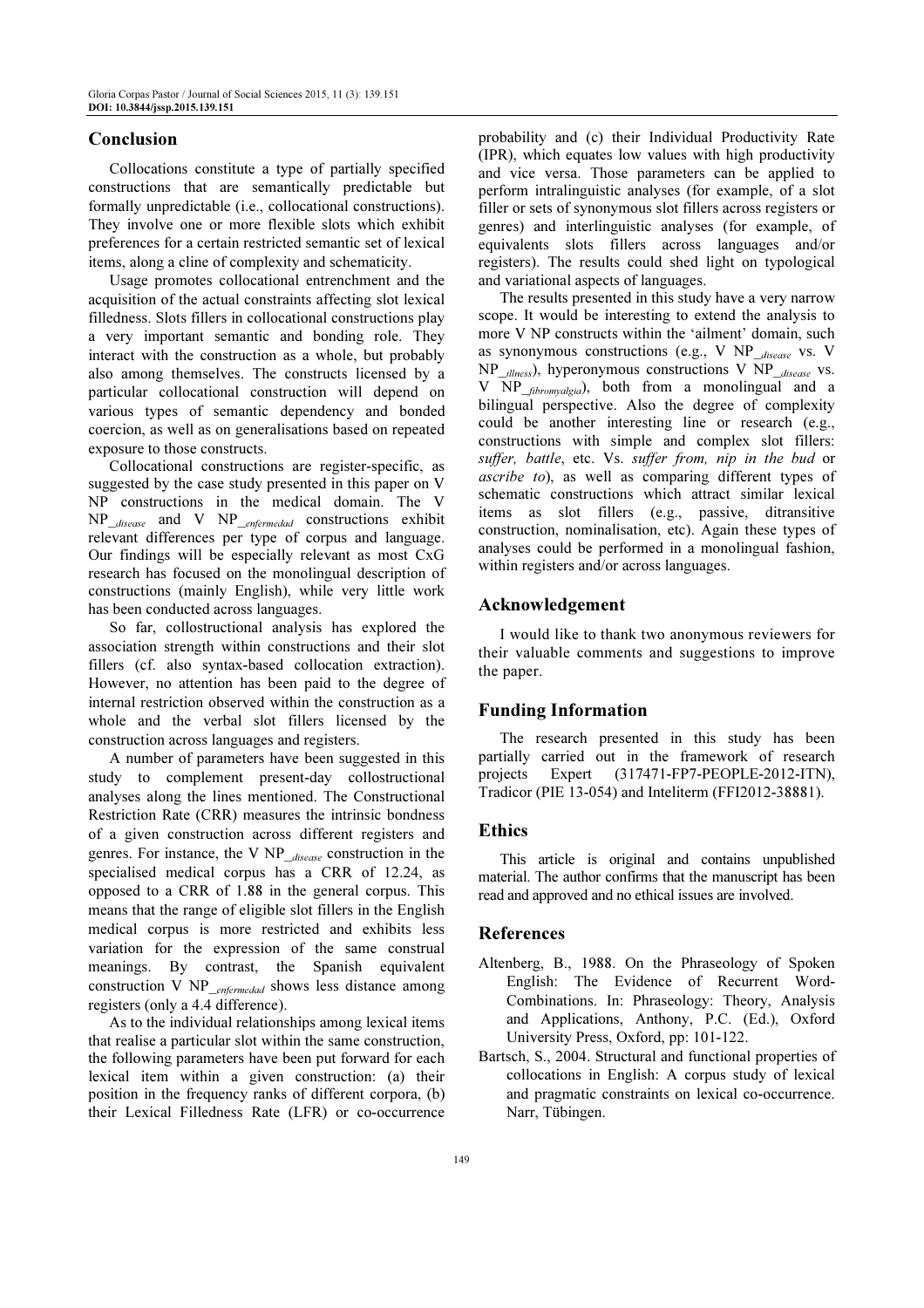## Conclusion

Collocations constitute a type of partially specified constructions that are semantically predictable but formally unpredictable (i.e., collocational constructions). They involve one or more flexible slots which exhibit preferences for a certain restricted semantic set of lexical items, along a cline of complexity and schematicity.

Usage promotes collocational entrenchment and the acquisition of the actual constraints affecting slot lexical filledness. Slots fillers in collocational constructions play a very important semantic and bonding role. They interact with the construction as a whole, but probably also among themselves. The constructs licensed by a particular collocational construction will depend on various types of semantic dependency and bonded coercion, as well as on generalisations based on repeated exposure to those constructs.

Collocational constructions are register-specific, as suggested by the case study presented in this paper on V NP constructions in the medical domain. The V $NP\__{disease}$ and V $NP\__{enfermedad}$ constructions exhibit relevant differences per type of corpus and language. Our findings will be especially relevant as most CxG research has focused on the monolingual description of constructions (mainly English), while very little work has been conducted across languages.

So far, collostructional analysis has explored the association strength within constructions and their slot fillers (cf. also syntax-based collocation extraction). However, no attention has been paid to the degree of internal restriction observed within the construction as a whole and the verbal slot fillers licensed by the construction across languages and registers.

A number of parameters have been suggested in this study to complement present-day collostructional analyses along the lines mentioned. The Constructional Restriction Rate (CRR) measures the intrinsic bondness of a given construction across different registers and genres. For instance, the V $NP\__{disease}$ construction in the specialised medical corpus has a CRR of 12.24, as opposed to a CRR of 1.88 in the general corpus. This means that the range of eligible slot fillers in the English medical corpus is more restricted and exhibits less variation for the expression of the same construal meanings. By contrast, the Spanish equivalent construction V $NP\__{enfermedad}$ shows less distance among registers (only a 4.4 difference).

As to the individual relationships among lexical items that realise a particular slot within the same construction, the following parameters have been put forward for each lexical item within a given construction: (a) their position in the frequency ranks of different corpora, (b) their Lexical Filledness Rate (LFR) or co-occurrence probability and (c) their Individual Productivity Rate (IPR), which equates low values with high productivity and vice versa. Those parameters can be applied to perform intralinguistic analyses (for example, of a slot filler or sets of synonymous slot fillers across registers or genres) and interlinguistic analyses (for example, of equivalents slots fillers across languages and/or registers). The results could shed light on typological and variational aspects of languages.

The results presented in this study have a very narrow scope. It would be interesting to extend the analysis to more V NP constructs within the 'ailment' domain, such as synonymous constructions (e.g., V $NP\__{disease}$ vs. V $NP\__{illness}$), hyperonymous constructions V $NP\__{disease}$ vs. V $NP\__{fibromyalgia}$), both from a monolingual and a bilingual perspective. Also the degree of complexity could be another interesting line or research (e.g., constructions with simple and complex slot fillers: *suffer, battle*, etc. Vs. *suffer from, nip in the bud* or *ascribe to*), as well as comparing different types of schematic constructions which attract similar lexical items as slot fillers (e.g., passive, ditransitive construction, nominalisation, etc). Again these types of analyses could be performed in a monolingual fashion, within registers and/or across languages.

## Acknowledgement

I would like to thank two anonymous reviewers for their valuable comments and suggestions to improve the paper.

## Funding Information

The research presented in this study has been partially carried out in the framework of research projects Expert (317471-FP7-PEOPLE-2012-ITN), Tradicor (PIE 13-054) and Inteliterm (FFI2012-38881).

## Ethics

This article is original and contains unpublished material. The author confirms that the manuscript has been read and approved and no ethical issues are involved.

## References

Altenberg, B., 1988. On the Phraseology of Spoken English: The Evidence of Recurrent Word-Combinations. In: Phraseology: Theory, Analysis and Applications, Anthony, P.C. (Ed.), Oxford University Press, Oxford, pp: 101-122.

Bartsch, S., 2004. Structural and functional properties of collocations in English: A corpus study of lexical and pragmatic constraints on lexical co-occurrence. Narr, Tübingen.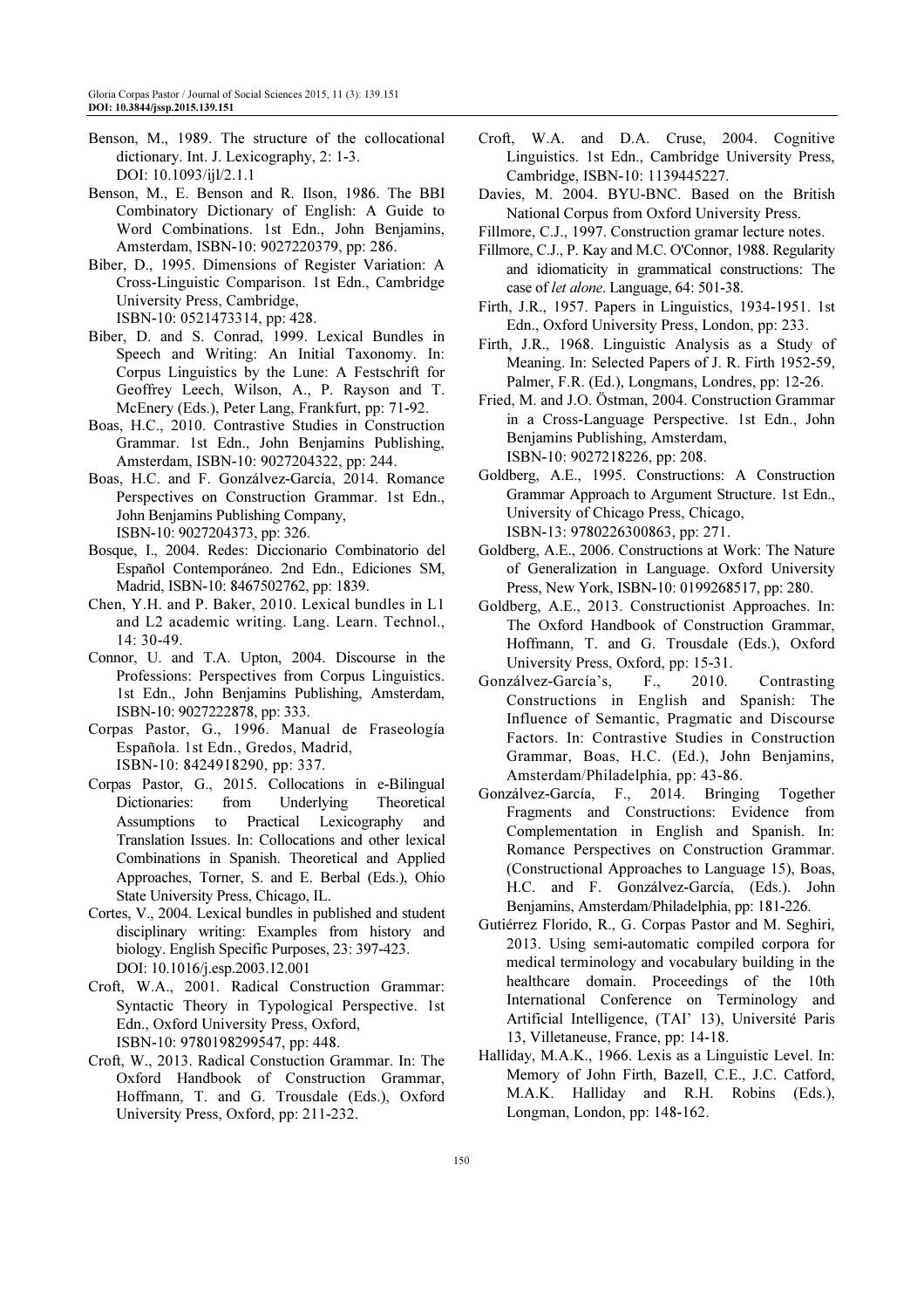Benson, M., 1989. The structure of the collocational dictionary. Int. J. Lexicography, 2: 1-3. DOI: 10.1093/ijl/2.1.1

Benson, M., E. Benson and R. Ilson, 1986. The BBI Combinatory Dictionary of English: A Guide to Word Combinations. 1st Edn., John Benjamins, Amsterdam, ISBN-10: 9027220379, pp: 286.

Biber, D., 1995. Dimensions of Register Variation: A Cross-Linguistic Comparison. 1st Edn., Cambridge University Press, Cambridge, ISBN-10: 0521473314, pp: 428.

Biber, D. and S. Conrad, 1999. Lexical Bundles in Speech and Writing: An Initial Taxonomy. In: Corpus Linguistics by the Lune: A Festschrift for Geoffrey Leech, Wilson, A., P. Rayson and T. McEnery (Eds.), Peter Lang, Frankfurt, pp: 71-92.

Boas, H.C., 2010. Contrastive Studies in Construction Grammar. 1st Edn., John Benjamins Publishing, Amsterdam, ISBN-10: 9027204322, pp: 244.

Boas, H.C. and F. Gonzálvez-García, 2014. Romance Perspectives on Construction Grammar. 1st Edn., John Benjamins Publishing Company, ISBN-10: 9027204373, pp: 326.

Bosque, I., 2004. Redes: Diccionario Combinatorio del Español Contemporáneo. 2nd Edn., Ediciones SM, Madrid, ISBN-10: 8467502762, pp: 1839.

Chen, Y.H. and P. Baker, 2010. Lexical bundles in L1 and L2 academic writing. Lang. Learn. Technol., 14: 30-49.

Connor, U. and T.A. Upton, 2004. Discourse in the Professions: Perspectives from Corpus Linguistics. 1st Edn., John Benjamins Publishing, Amsterdam, ISBN-10: 9027222878, pp: 333.

Corpas Pastor, G., 1996. Manual de Fraseología Española. 1st Edn., Gredos, Madrid, ISBN-10: 8424918290, pp: 337.

Corpas Pastor, G., 2015. Collocations in e-Bilingual Dictionaries: from Underlying Theoretical Assumptions to Practical Lexicography and Translation Issues. In: Collocations and other lexical Combinations in Spanish. Theoretical and Applied Approaches, Torner, S. and E. Berbal (Eds.), Ohio State University Press, Chicago, IL.

Cortes, V., 2004. Lexical bundles in published and student disciplinary writing: Examples from history and biology. English Specific Purposes, 23: 397-423. DOI: 10.1016/j.esp.2003.12.001

Croft, W.A., 2001. Radical Construction Grammar: Syntactic Theory in Typological Perspective. 1st Edn., Oxford University Press, Oxford, ISBN-10: 9780198299547, pp: 448.

Croft, W., 2013. Radical Constuction Grammar. In: The Oxford Handbook of Construction Grammar, Hoffmann, T. and G. Trousdale (Eds.), Oxford University Press, Oxford, pp: 211-232.

Croft, W.A. and D.A. Cruse, 2004. Cognitive Linguistics. 1st Edn., Cambridge University Press, Cambridge, ISBN-10: 1139445227.

Davies, M. 2004. BYU-BNC. Based on the British National Corpus from Oxford University Press.

Fillmore, C.J., 1997. Construction gramar lecture notes.

Fillmore, C.J., P. Kay and M.C. O'Connor, 1988. Regularity and idiomaticity in grammatical constructions: The case of *let alone*. Language, 64: 501-38.

Firth, J.R., 1957. Papers in Linguistics, 1934-1951. 1st Edn., Oxford University Press, London, pp: 233.

Firth, J.R., 1968. Linguistic Analysis as a Study of Meaning. In: Selected Papers of J. R. Firth 1952-59, Palmer, F.R. (Ed.), Longmans, Londres, pp: 12-26.

Fried, M. and J.O. Östman, 2004. Construction Grammar in a Cross-Language Perspective. 1st Edn., John Benjamins Publishing, Amsterdam, ISBN-10: 9027218226, pp: 208.

Goldberg, A.E., 1995. Constructions: A Construction Grammar Approach to Argument Structure. 1st Edn., University of Chicago Press, Chicago, ISBN-13: 9780226300863, pp: 271.

Goldberg, A.E., 2006. Constructions at Work: The Nature of Generalization in Language. Oxford University Press, New York, ISBN-10: 0199268517, pp: 280.

Goldberg, A.E., 2013. Constructionist Approaches. In: The Oxford Handbook of Construction Grammar, Hoffmann, T. and G. Trousdale (Eds.), Oxford University Press, Oxford, pp: 15-31.

Gonzálvez-García's, F., 2010. Contrasting Constructions in English and Spanish: The Influence of Semantic, Pragmatic and Discourse Factors. In: Contrastive Studies in Construction Grammar, Boas, H.C. (Ed.), John Benjamins, Amsterdam/Philadelphia, pp: 43-86.

Gonzálvez-García, F., 2014. Bringing Together Fragments and Constructions: Evidence from Complementation in English and Spanish. In: Romance Perspectives on Construction Grammar. (Constructional Approaches to Language 15), Boas, H.C. and F. Gonzálvez-García, (Eds.). John Benjamins, Amsterdam/Philadelphia, pp: 181-226.

Gutiérrez Florido, R., G. Corpas Pastor and M. Seghiri, 2013. Using semi-automatic compiled corpora for medical terminology and vocabulary building in the healthcare domain. Proceedings of the 10th International Conference on Terminology and Artificial Intelligence, (TAI' 13), Université Paris 13, Villetaneuse, France, pp: 14-18.

Halliday, M.A.K., 1966. Lexis as a Linguistic Level. In: Memory of John Firth, Bazell, C.E., J.C. Catford, M.A.K. Halliday and R.H. Robins (Eds.), Longman, London, pp: 148-162.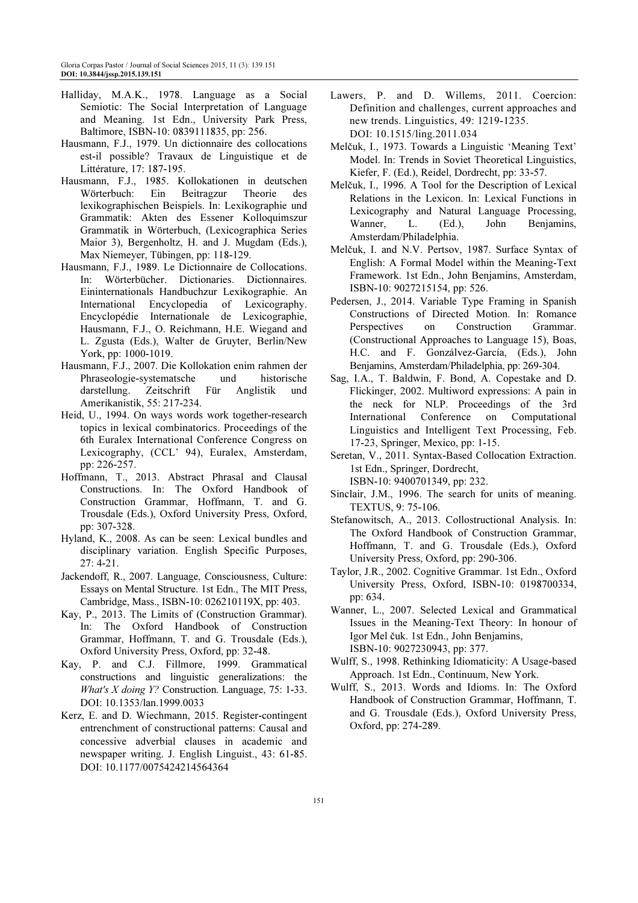Halliday, M.A.K., 1978. Language as a Social Semiotic: The Social Interpretation of Language and Meaning. 1st Edn., University Park Press, Baltimore, ISBN-10: 0839111835, pp: 256.

Hausmann, F.J., 1979. Un dictionnaire des collocations est-il possible? Travaux de Linguistique et de Littérature, 17: 187-195.

Hausmann, F.J., 1985. Kollokationen in deutschen Wörterbuch: Ein Beitragzur Theorie des lexikographischen Beispiels. In: Lexikographie und Grammatik: Akten des Essener Kolloquimszur Grammatik in Wörterbuch, (Lexicographica Series Maior 3), Bergenholtz, H. and J. Mugdam (Eds.), Max Niemeyer, Tübingen, pp: 118-129.

Hausmann, F.J., 1989. Le Dictionnaire de Collocations. In: Wörterbücher. Dictionaries. Dictionnaires. Eininternationals Handbuchzur Lexikographie. An International Encyclopedia of Lexicography. Encyclopédie Internationale de Lexicographie, Hausmann, F.J., O. Reichmann, H.E. Wiegand and L. Zgusta (Eds.), Walter de Gruyter, Berlin/New York, pp: 1000-1019.

Hausmann, F.J., 2007. Die Kollokation enim rahmen der Phraseologie-systematsche und historische darstellung. Zeitschrift Für Anglistik und Amerikanistik, 55: 217-234.

Heid, U., 1994. On ways words work together-research topics in lexical combinatorics. Proceedings of the 6th Euralex International Conference Congress on Lexicography, (CCL' 94), Euralex, Amsterdam, pp: 226-257.

Hoffmann, T., 2013. Abstract Phrasal and Clausal Constructions. In: The Oxford Handbook of Construction Grammar, Hoffmann, T. and G. Trousdale (Eds.), Oxford University Press, Oxford, pp: 307-328.

Hyland, K., 2008. As can be seen: Lexical bundles and disciplinary variation. English Specific Purposes, 27: 4-21.

Jackendoff, R., 2007. Language, Consciousness, Culture: Essays on Mental Structure. 1st Edn., The MIT Press, Cambridge, Mass., ISBN-10: 026210119X, pp: 403.

Kay, P., 2013. The Limits of (Construction Grammar). In: The Oxford Handbook of Construction Grammar, Hoffmann, T. and G. Trousdale (Eds.), Oxford University Press, Oxford, pp: 32-48.

Kay, P. and C.J. Fillmore, 1999. Grammatical constructions and linguistic generalizations: the *What's X doing Y?* Construction. Language, 75: 1-33. DOI: 10.1353/lan.1999.0033

Kerz, E. and D. Wiechmann, 2015. Register-contingent entrenchment of constructional patterns: Causal and concessive adverbial clauses in academic and newspaper writing. J. English Linguist., 43: 61-85. DOI: 10.1177/0075424214564364

Lawers, P. and D. Willems, 2011. Coercion: Definition and challenges, current approaches and new trends. Linguistics, 49: 1219-1235. DOI: 10.1515/ling.2011.034

Melčuk, I., 1973. Towards a Linguistic 'Meaning Text' Model. In: Trends in Soviet Theoretical Linguistics, Kiefer, F. (Ed.), Reidel, Dordrecht, pp: 33-57.

Melčuk, I., 1996. A Tool for the Description of Lexical Relations in the Lexicon. In: Lexical Functions in Lexicography and Natural Language Processing, Wanner, L. (Ed.), John Benjamins, Amsterdam/Philadelphia.

Melčuk, I. and N.V. Pertsov, 1987. Surface Syntax of English: A Formal Model within the Meaning-Text Framework. 1st Edn., John Benjamins, Amsterdam, ISBN-10: 9027215154, pp: 526.

Pedersen, J., 2014. Variable Type Framing in Spanish Constructions of Directed Motion. In: Romance Perspectives on Construction Grammar. (Constructional Approaches to Language 15), Boas, H.C. and F. Gonzálvez-García, (Eds.), John Benjamins, Amsterdam/Philadelphia, pp: 269-304.

Sag, I.A., T. Baldwin, F. Bond, A. Copestake and D. Flickinger, 2002. Multiword expressions: A pain in the neck for NLP. Proceedings of the 3rd International Conference on Computational Linguistics and Intelligent Text Processing, Feb. 17-23, Springer, Mexico, pp: 1-15.

Seretan, V., 2011. Syntax-Based Collocation Extraction. 1st Edn., Springer, Dordrecht, ISBN-10: 9400701349, pp: 232.

Sinclair, J.M., 1996. The search for units of meaning. TEXTUS, 9: 75-106.

Stefanowitsch, A., 2013. Collostructional Analysis. In: The Oxford Handbook of Construction Grammar, Hoffmann, T. and G. Trousdale (Eds.), Oxford University Press, Oxford, pp: 290-306.

Taylor, J.R., 2002. Cognitive Grammar. 1st Edn., Oxford University Press, Oxford, ISBN-10: 0198700334, pp: 634.

Wanner, L., 2007. Selected Lexical and Grammatical Issues in the Meaning-Text Theory: In honour of Igor Mel čuk. 1st Edn., John Benjamins, ISBN-10: 9027230943, pp: 377.

Wulff, S., 1998. Rethinking Idiomaticity: A Usage-based Approach. 1st Edn., Continuum, New York.

Wulff, S., 2013. Words and Idioms. In: The Oxford Handbook of Construction Grammar, Hoffmann, T. and G. Trousdale (Eds.), Oxford University Press, Oxford, pp: 274-289.